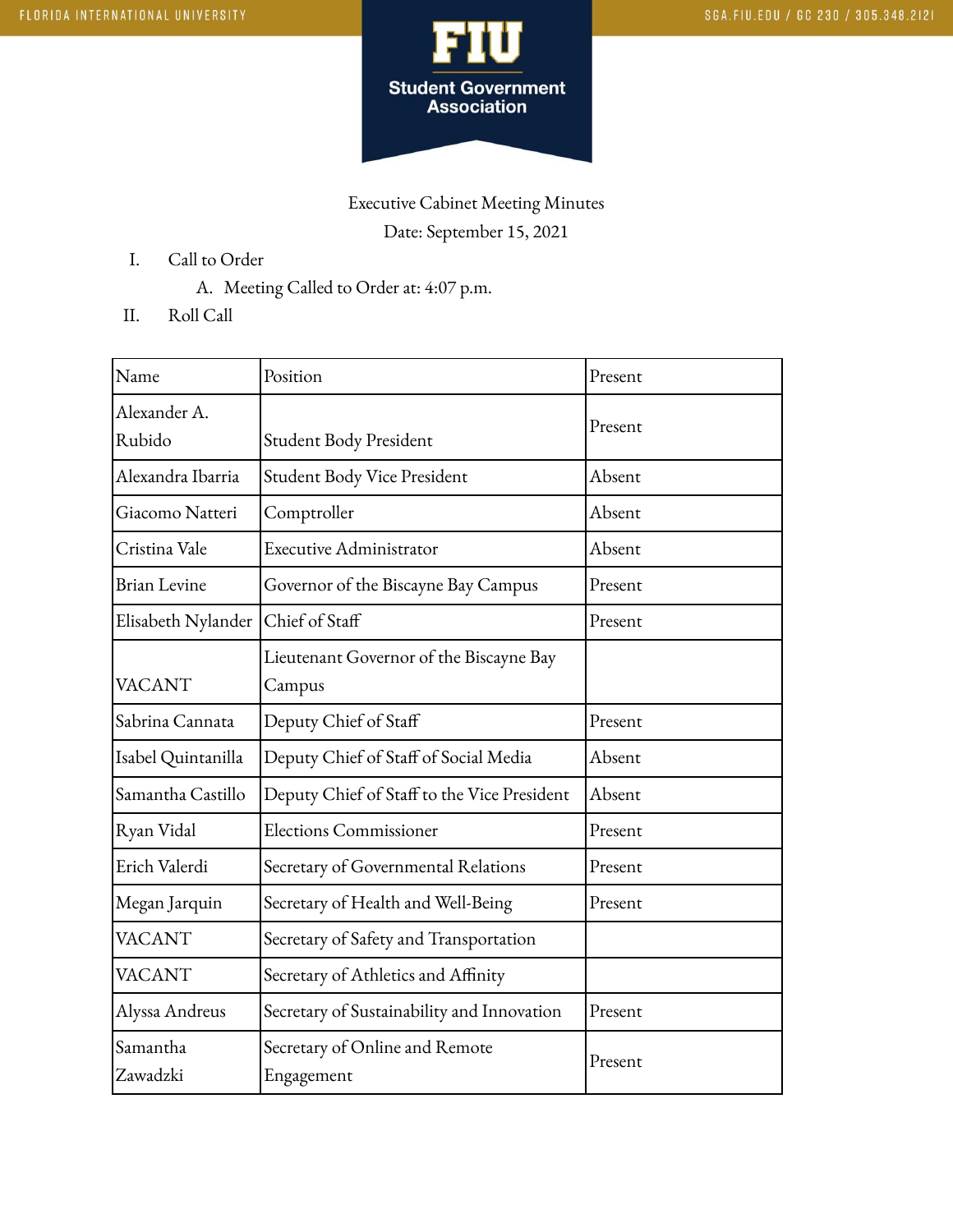Executive Cabinet Meeting Minutes

Date: September 15, 2021

I. Call to Order

A. Meeting Called to Order at: 4:07 p.m.

II. Roll Call

| Name | Position | Present |
|---|---|---|
| Alexander A. Rubido | Student Body President | Present |
| Alexandra Ibarria | Student Body Vice President | Absent |
| Giacomo Natteri | Comptroller | Absent |
| Cristina Vale | Executive Administrator | Absent |
| Brian Levine | Governor of the Biscayne Bay Campus | Present |
| Elisabeth Nylander | Chief of Staff | Present |
| VACANT | Lieutenant Governor of the Biscayne Bay Campus | |
| Sabrina Cannata | Deputy Chief of Staff | Present |
| Isabel Quintanilla | Deputy Chief of Staff of Social Media | Absent |
| Samantha Castillo | Deputy Chief of Staff to the Vice President | Absent |
| Ryan Vidal | Elections Commissioner | Present |
| Erich Valerdi | Secretary of Governmental Relations | Present |
| Megan Jarquin | Secretary of Health and Well-Being | Present |
| VACANT | Secretary of Safety and Transportation | |
| VACANT | Secretary of Athletics and Affinity | |
| Alyssa Andreus | Secretary of Sustainability and Innovation | Present |
| Samantha Zawadzki | Secretary of Online and Remote Engagement | Present |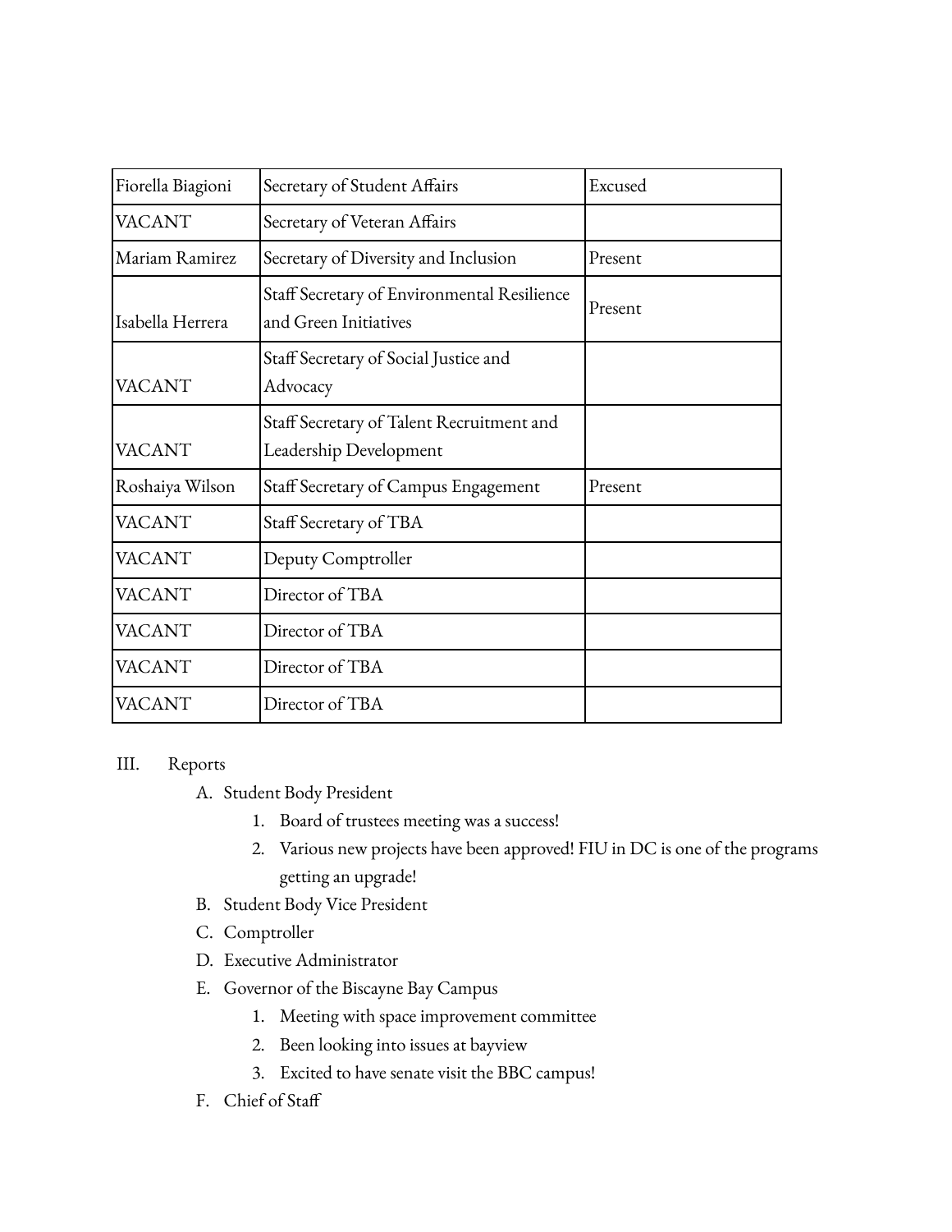| Fiorella Biagioni | Secretary of Student Affairs | Excused |
|---|---|---|
| VACANT | Secretary of Veteran Affairs | |
| Mariam Ramirez | Secretary of Diversity and Inclusion | Present |
| Isabella Herrera | Staff Secretary of Environmental Resilience and Green Initiatives | Present |
| VACANT | Staff Secretary of Social Justice and Advocacy | |
| VACANT | Staff Secretary of Talent Recruitment and Leadership Development | |
| Roshaiya Wilson | Staff Secretary of Campus Engagement | Present |
| VACANT | Staff Secretary of TBA | |
| VACANT | Deputy Comptroller | |
| VACANT | Director of TBA | |
| VACANT | Director of TBA | |
| VACANT | Director of TBA | |
| VACANT | Director of TBA | |

III. Reports

A. Student Body President
   1. Board of trustees meeting was a success!
   2. Various new projects have been approved! FIU in DC is one of the programs getting an upgrade!

B. Student Body Vice President

C. Comptroller

D. Executive Administrator

E. Governor of the Biscayne Bay Campus
   1. Meeting with space improvement committee
   2. Been looking into issues at bayview
   3. Excited to have senate visit the BBC campus!

F. Chief of Staff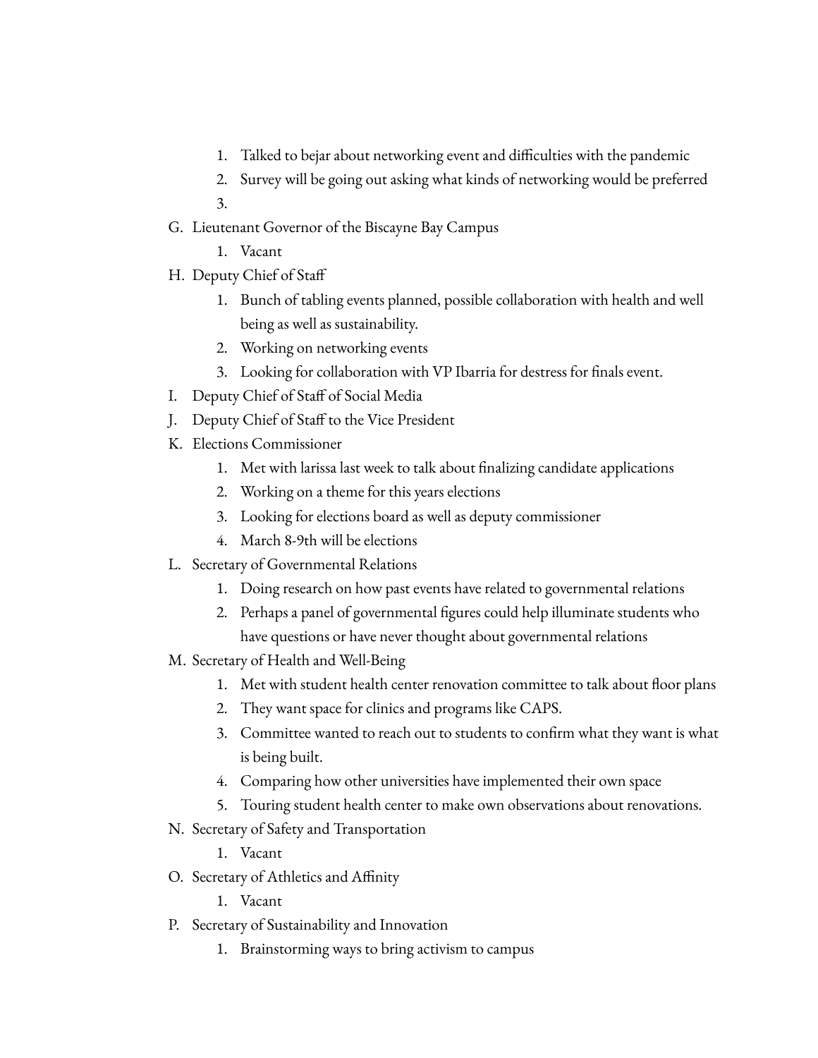1. Talked to bejar about networking event and difficulties with the pandemic
   2. Survey will be going out asking what kinds of networking would be preferred
   3.

G. Lieutenant Governor of the Biscayne Bay Campus
   1. Vacant

H. Deputy Chief of Staff
   1. Bunch of tabling events planned, possible collaboration with health and well being as well as sustainability.
   2. Working on networking events
   3. Looking for collaboration with VP Ibarria for destress for finals event.

I. Deputy Chief of Staff of Social Media

J. Deputy Chief of Staff to the Vice President

K. Elections Commissioner
   1. Met with larissa last week to talk about finalizing candidate applications
   2. Working on a theme for this years elections
   3. Looking for elections board as well as deputy commissioner
   4. March 8-9th will be elections

L. Secretary of Governmental Relations
   1. Doing research on how past events have related to governmental relations
   2. Perhaps a panel of governmental figures could help illuminate students who have questions or have never thought about governmental relations

M. Secretary of Health and Well-Being
   1. Met with student health center renovation committee to talk about floor plans
   2. They want space for clinics and programs like CAPS.
   3. Committee wanted to reach out to students to confirm what they want is what is being built.
   4. Comparing how other universities have implemented their own space
   5. Touring student health center to make own observations about renovations.

N. Secretary of Safety and Transportation
   1. Vacant

O. Secretary of Athletics and Affinity
   1. Vacant

P. Secretary of Sustainability and Innovation
   1. Brainstorming ways to bring activism to campus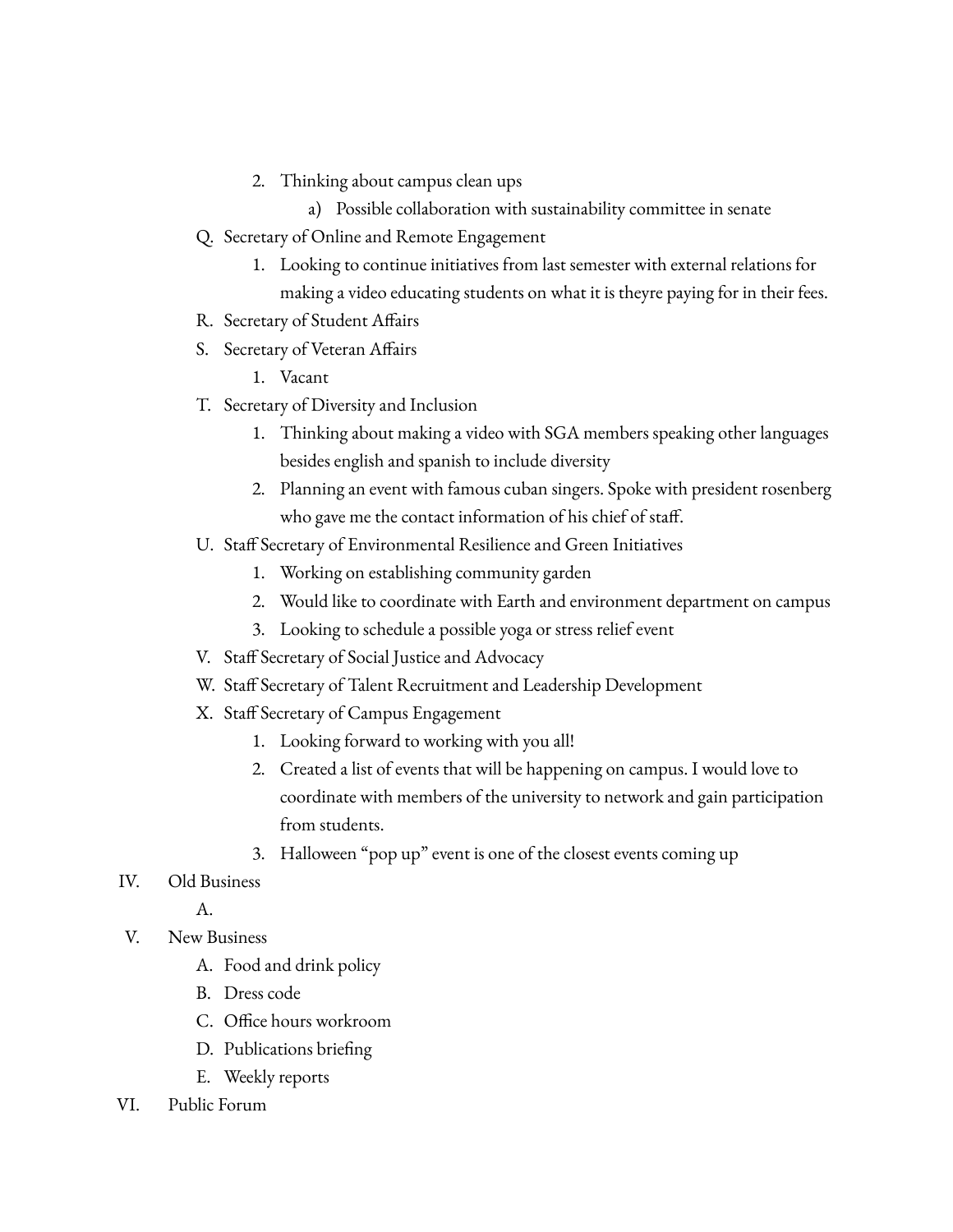2. Thinking about campus clean ups
            a) Possible collaboration with sustainability committee in senate
    Q. Secretary of Online and Remote Engagement
        1. Looking to continue initiatives from last semester with external relations for making a video educating students on what it is theyre paying for in their fees.
    R. Secretary of Student Affairs
    S. Secretary of Veteran Affairs
        1. Vacant
    T. Secretary of Diversity and Inclusion
        1. Thinking about making a video with SGA members speaking other languages besides english and spanish to include diversity
        2. Planning an event with famous cuban singers. Spoke with president rosenberg who gave me the contact information of his chief of staff.
    U. Staff Secretary of Environmental Resilience and Green Initiatives
        1. Working on establishing community garden
        2. Would like to coordinate with Earth and environment department on campus
        3. Looking to schedule a possible yoga or stress relief event
    V. Staff Secretary of Social Justice and Advocacy
    W. Staff Secretary of Talent Recruitment and Leadership Development
    X. Staff Secretary of Campus Engagement
        1. Looking forward to working with you all!
        2. Created a list of events that will be happening on campus. I would love to coordinate with members of the university to network and gain participation from students.
        3. Halloween "pop up" event is one of the closest events coming up

IV. Old Business
    A.

V. New Business
    A. Food and drink policy
    B. Dress code
    C. Office hours workroom
    D. Publications briefing
    E. Weekly reports

VI. Public Forum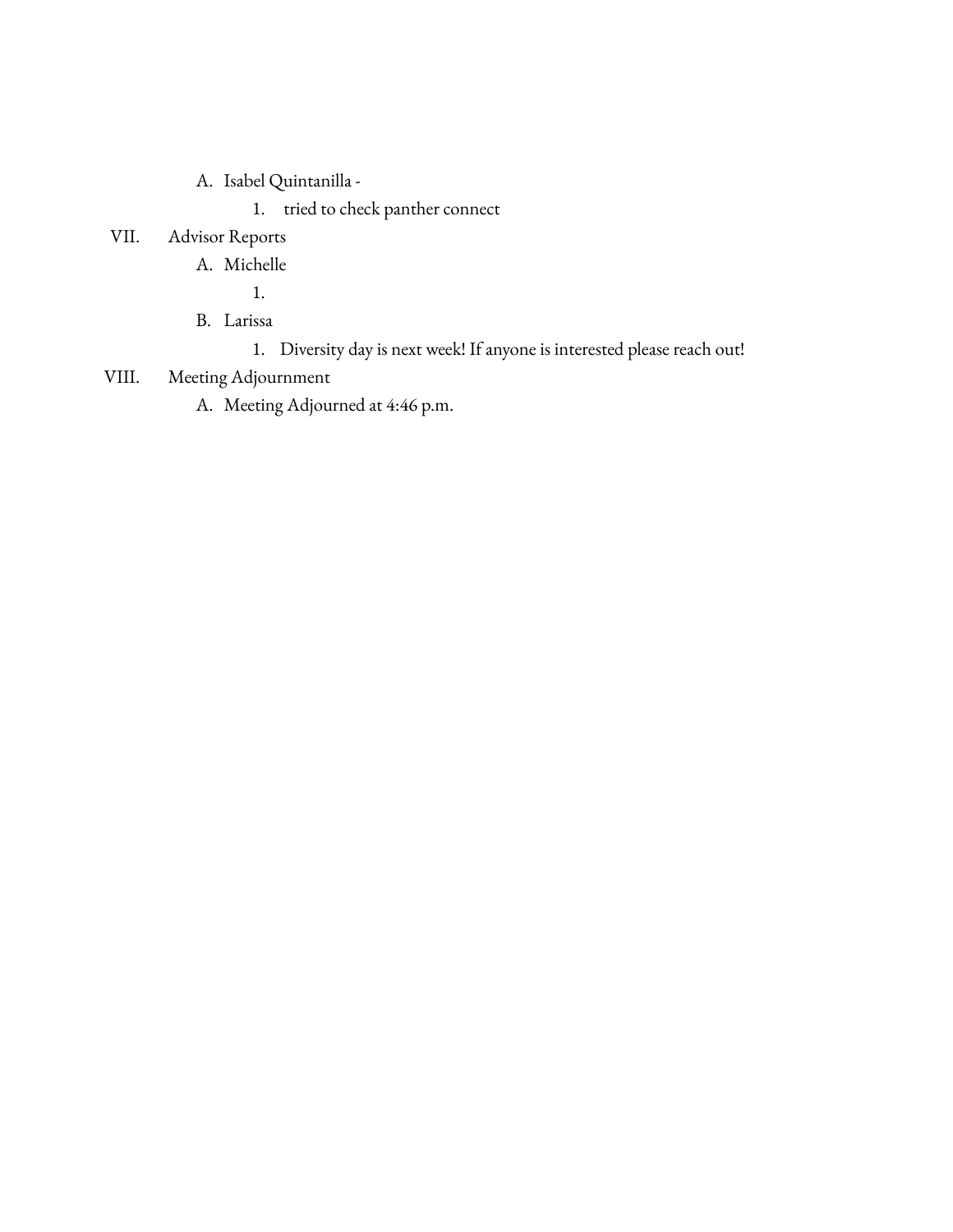A. Isabel Quintanilla -
   1. tried to check panther connect

VII. Advisor Reports
   A. Michelle
      1.
   B. Larissa
      1. Diversity day is next week! If anyone is interested please reach out!

VIII. Meeting Adjournment
   A. Meeting Adjourned at 4:46 p.m.